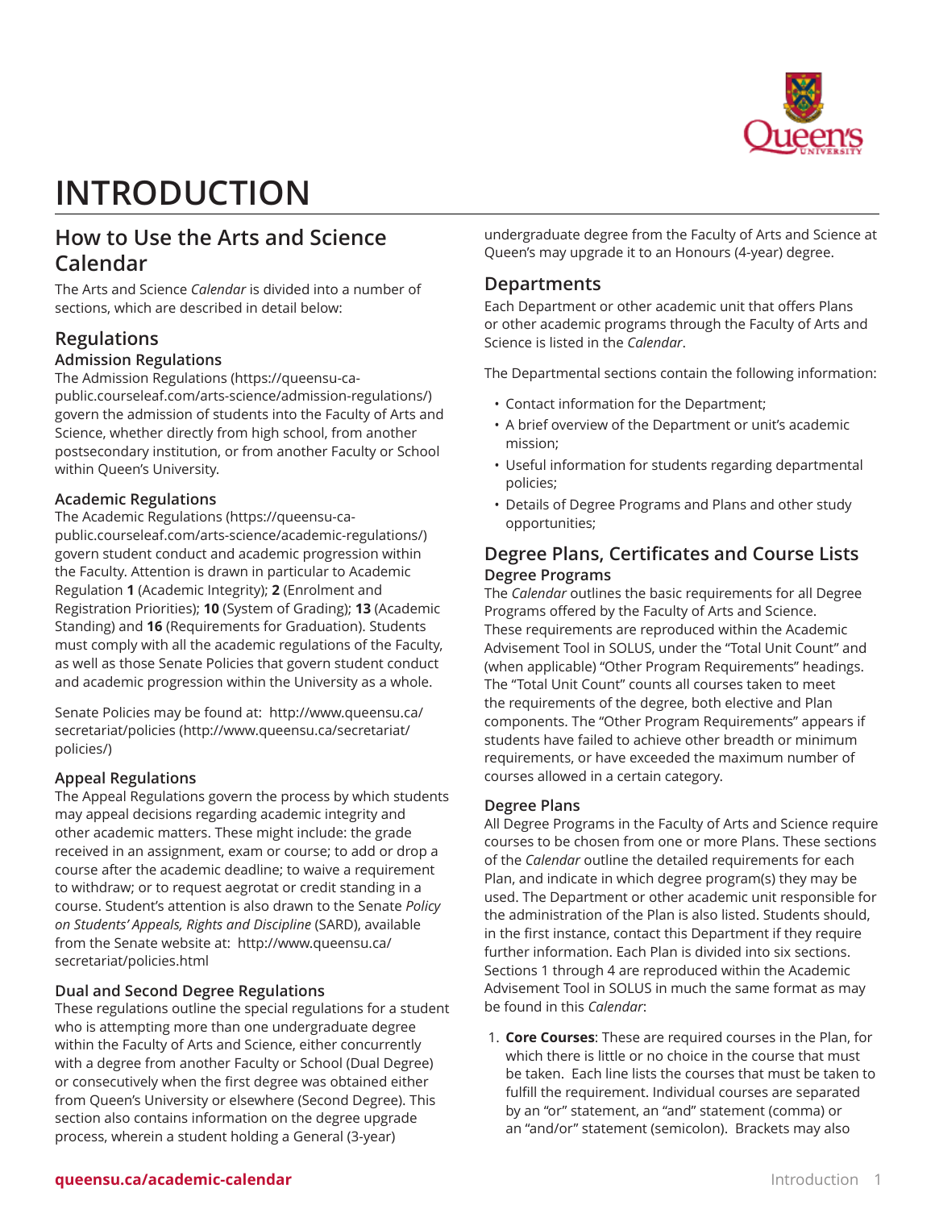# INTRODUCTION

## How to Use the Arts and Science Calendar

The Arts and Science *Calendar* is divided into a number of sections, which are described in detail below:

## Regulations

### Admission Regulations

The Admission Regulations (https://queensu-ca-public.courseleaf.com/arts-science/admission-regulations/) govern the admission of students into the Faculty of Arts and Science, whether directly from high school, from another postsecondary institution, or from another Faculty or School within Queen's University.

### Academic Regulations

The Academic Regulations (https://queensu-ca-public.courseleaf.com/arts-science/academic-regulations/) govern student conduct and academic progression within the Faculty. Attention is drawn in particular to Academic Regulation **1** (Academic Integrity); **2** (Enrolment and Registration Priorities); **10** (System of Grading); **13** (Academic Standing) and **16** (Requirements for Graduation). Students must comply with all the academic regulations of the Faculty, as well as those Senate Policies that govern student conduct and academic progression within the University as a whole.

Senate Policies may be found at: http://www.queensu.ca/secretariat/policies (http://www.queensu.ca/secretariat/policies/)

### Appeal Regulations

The Appeal Regulations govern the process by which students may appeal decisions regarding academic integrity and other academic matters. These might include: the grade received in an assignment, exam or course; to add or drop a course after the academic deadline; to waive a requirement to withdraw; or to request aegrotat or credit standing in a course. Student's attention is also drawn to the Senate *Policy on Students' Appeals, Rights and Discipline* (SARD), available from the Senate website at: http://www.queensu.ca/secretariat/policies.html

### Dual and Second Degree Regulations

These regulations outline the special regulations for a student who is attempting more than one undergraduate degree within the Faculty of Arts and Science, either concurrently with a degree from another Faculty or School (Dual Degree) or consecutively when the first degree was obtained either from Queen's University or elsewhere (Second Degree). This section also contains information on the degree upgrade process, wherein a student holding a General (3-year) undergraduate degree from the Faculty of Arts and Science at Queen's may upgrade it to an Honours (4-year) degree.

## Departments

Each Department or other academic unit that offers Plans or other academic programs through the Faculty of Arts and Science is listed in the *Calendar*.

The Departmental sections contain the following information:

- Contact information for the Department;
- A brief overview of the Department or unit's academic mission;
- Useful information for students regarding departmental policies;
- Details of Degree Programs and Plans and other study opportunities;

## Degree Plans, Certificates and Course Lists

### Degree Programs

The *Calendar* outlines the basic requirements for all Degree Programs offered by the Faculty of Arts and Science. These requirements are reproduced within the Academic Advisement Tool in SOLUS, under the "Total Unit Count" and (when applicable) "Other Program Requirements" headings. The "Total Unit Count" counts all courses taken to meet the requirements of the degree, both elective and Plan components. The "Other Program Requirements" appears if students have failed to achieve other breadth or minimum requirements, or have exceeded the maximum number of courses allowed in a certain category.

### Degree Plans

All Degree Programs in the Faculty of Arts and Science require courses to be chosen from one or more Plans. These sections of the *Calendar* outline the detailed requirements for each Plan, and indicate in which degree program(s) they may be used. The Department or other academic unit responsible for the administration of the Plan is also listed. Students should, in the first instance, contact this Department if they require further information. Each Plan is divided into six sections. Sections 1 through 4 are reproduced within the Academic Advisement Tool in SOLUS in much the same format as may be found in this *Calendar*:

1. **Core Courses**: These are required courses in the Plan, for which there is little or no choice in the course that must be taken. Each line lists the courses that must be taken to fulfill the requirement. Individual courses are separated by an "or" statement, an "and" statement (comma) or an "and/or" statement (semicolon). Brackets may also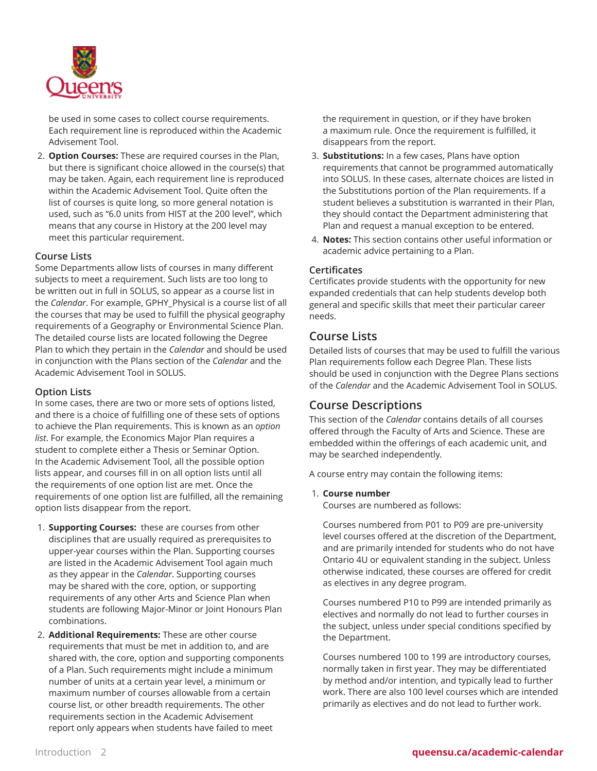be used in some cases to collect course requirements. Each requirement line is reproduced within the Academic Advisement Tool.

2. **Option Courses:** These are required courses in the Plan, but there is significant choice allowed in the course(s) that may be taken. Again, each requirement line is reproduced within the Academic Advisement Tool. Quite often the list of courses is quite long, so more general notation is used, such as "6.0 units from HIST at the 200 level", which means that any course in History at the 200 level may meet this particular requirement.

### Course Lists

Some Departments allow lists of courses in many different subjects to meet a requirement. Such lists are too long to be written out in full in SOLUS, so appear as a course list in the *Calendar*. For example, GPHY_Physical is a course list of all the courses that may be used to fulfill the physical geography requirements of a Geography or Environmental Science Plan. The detailed course lists are located following the Degree Plan to which they pertain in the *Calendar* and should be used in conjunction with the Plans section of the *Calendar* and the Academic Advisement Tool in SOLUS.

### Option Lists

In some cases, there are two or more sets of options listed, and there is a choice of fulfilling one of these sets of options to achieve the Plan requirements. This is known as an *option list*. For example, the Economics Major Plan requires a student to complete either a Thesis or Seminar Option. In the Academic Advisement Tool, all the possible option lists appear, and courses fill in on all option lists until all the requirements of one option list are met. Once the requirements of one option list are fulfilled, all the remaining option lists disappear from the report.

1. **Supporting Courses:** these are courses from other disciplines that are usually required as prerequisites to upper-year courses within the Plan. Supporting courses are listed in the Academic Advisement Tool again much as they appear in the *Calendar*. Supporting courses may be shared with the core, option, or supporting requirements of any other Arts and Science Plan when students are following Major-Minor or Joint Honours Plan combinations.
2. **Additional Requirements:** These are other course requirements that must be met in addition to, and are shared with, the core, option and supporting components of a Plan. Such requirements might include a minimum number of units at a certain year level, a minimum or maximum number of courses allowable from a certain course list, or other breadth requirements. The other requirements section in the Academic Advisement report only appears when students have failed to meet the requirement in question, or if they have broken a maximum rule. Once the requirement is fulfilled, it disappears from the report.
3. **Substitutions:** In a few cases, Plans have option requirements that cannot be programmed automatically into SOLUS. In these cases, alternate choices are listed in the Substitutions portion of the Plan requirements. If a student believes a substitution is warranted in their Plan, they should contact the Department administering that Plan and request a manual exception to be entered.
4. **Notes:** This section contains other useful information or academic advice pertaining to a Plan.

### Certificates

Certificates provide students with the opportunity for new expanded credentials that can help students develop both general and specific skills that meet their particular career needs.

## Course Lists

Detailed lists of courses that may be used to fulfill the various Plan requirements follow each Degree Plan. These lists should be used in conjunction with the Degree Plans sections of the *Calendar* and the Academic Advisement Tool in SOLUS.

## Course Descriptions

This section of the *Calendar* contains details of all courses offered through the Faculty of Arts and Science. These are embedded within the offerings of each academic unit, and may be searched independently.

A course entry may contain the following items:

1. **Course number**
   Courses are numbered as follows:

   Courses numbered from P01 to P09 are pre-university level courses offered at the discretion of the Department, and are primarily intended for students who do not have Ontario 4U or equivalent standing in the subject. Unless otherwise indicated, these courses are offered for credit as electives in any degree program.

   Courses numbered P10 to P99 are intended primarily as electives and normally do not lead to further courses in the subject, unless under special conditions specified by the Department.

   Courses numbered 100 to 199 are introductory courses, normally taken in first year. They may be differentiated by method and/or intention, and typically lead to further work. There are also 100 level courses which are intended primarily as electives and do not lead to further work.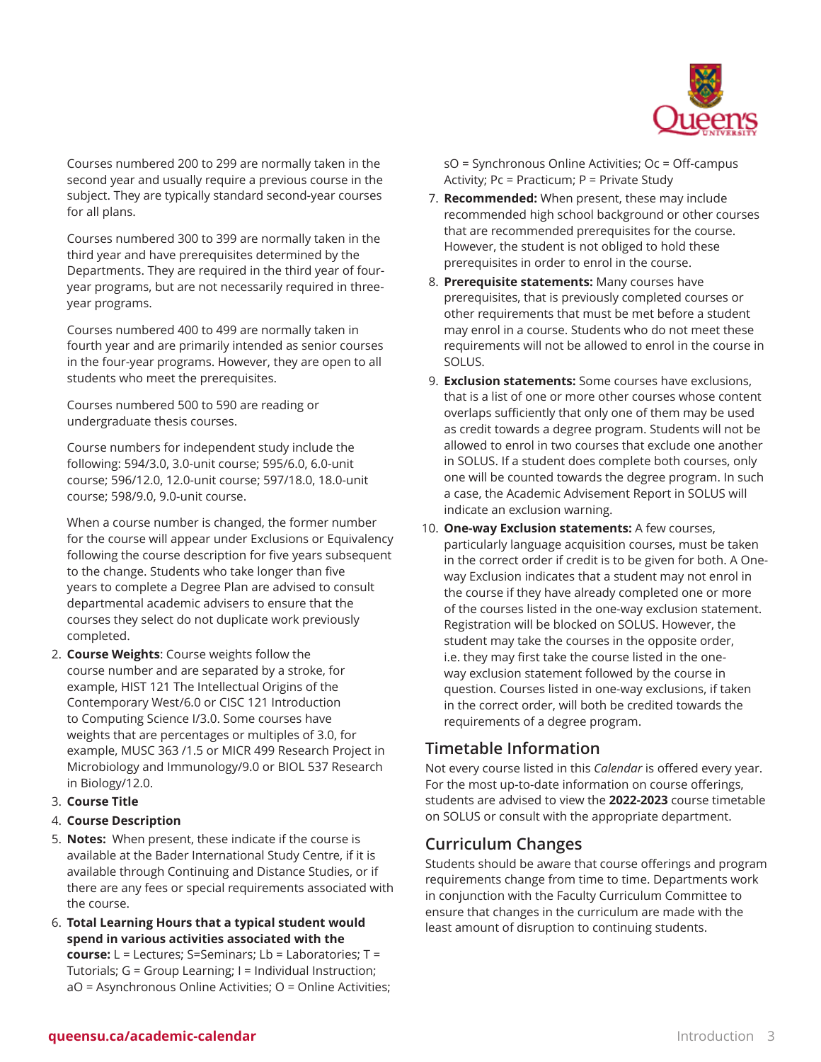Courses numbered 200 to 299 are normally taken in the second year and usually require a previous course in the subject. They are typically standard second-year courses for all plans.

Courses numbered 300 to 399 are normally taken in the third year and have prerequisites determined by the Departments. They are required in the third year of four-year programs, but are not necessarily required in three-year programs.

Courses numbered 400 to 499 are normally taken in fourth year and are primarily intended as senior courses in the four-year programs. However, they are open to all students who meet the prerequisites.

Courses numbered 500 to 590 are reading or undergraduate thesis courses.

Course numbers for independent study include the following: 594/3.0, 3.0-unit course; 595/6.0, 6.0-unit course; 596/12.0, 12.0-unit course; 597/18.0, 18.0-unit course; 598/9.0, 9.0-unit course.

When a course number is changed, the former number for the course will appear under Exclusions or Equivalency following the course description for five years subsequent to the change. Students who take longer than five years to complete a Degree Plan are advised to consult departmental academic advisers to ensure that the courses they select do not duplicate work previously completed.

2. **Course Weights**: Course weights follow the course number and are separated by a stroke, for example, HIST 121 The Intellectual Origins of the Contemporary West/6.0 or CISC 121 Introduction to Computing Science I/3.0. Some courses have weights that are percentages or multiples of 3.0, for example, MUSC 363 /1.5 or MICR 499 Research Project in Microbiology and Immunology/9.0 or BIOL 537 Research in Biology/12.0.
3. **Course Title**
4. **Course Description**
5. **Notes:** When present, these indicate if the course is available at the Bader International Study Centre, if it is available through Continuing and Distance Studies, or if there are any fees or special requirements associated with the course.
6. **Total Learning Hours that a typical student would spend in various activities associated with the course:** L = Lectures; S=Seminars; Lb = Laboratories; T = Tutorials; G = Group Learning; I = Individual Instruction; aO = Asynchronous Online Activities; O = Online Activities; sO = Synchronous Online Activities; Oc = Off-campus Activity; Pc = Practicum; P = Private Study
7. **Recommended:** When present, these may include recommended high school background or other courses that are recommended prerequisites for the course. However, the student is not obliged to hold these prerequisites in order to enrol in the course.
8. **Prerequisite statements:** Many courses have prerequisites, that is previously completed courses or other requirements that must be met before a student may enrol in a course. Students who do not meet these requirements will not be allowed to enrol in the course in SOLUS.
9. **Exclusion statements:** Some courses have exclusions, that is a list of one or more other courses whose content overlaps sufficiently that only one of them may be used as credit towards a degree program. Students will not be allowed to enrol in two courses that exclude one another in SOLUS. If a student does complete both courses, only one will be counted towards the degree program. In such a case, the Academic Advisement Report in SOLUS will indicate an exclusion warning.
10. **One-way Exclusion statements:** A few courses, particularly language acquisition courses, must be taken in the correct order if credit is to be given for both. A One-way Exclusion indicates that a student may not enrol in the course if they have already completed one or more of the courses listed in the one-way exclusion statement. Registration will be blocked on SOLUS. However, the student may take the courses in the opposite order, i.e. they may first take the course listed in the one-way exclusion statement followed by the course in question. Courses listed in one-way exclusions, if taken in the correct order, will both be credited towards the requirements of a degree program.

## Timetable Information

Not every course listed in this *Calendar* is offered every year. For the most up-to-date information on course offerings, students are advised to view the **2022-2023** course timetable on SOLUS or consult with the appropriate department.

## Curriculum Changes

Students should be aware that course offerings and program requirements change from time to time. Departments work in conjunction with the Faculty Curriculum Committee to ensure that changes in the curriculum are made with the least amount of disruption to continuing students.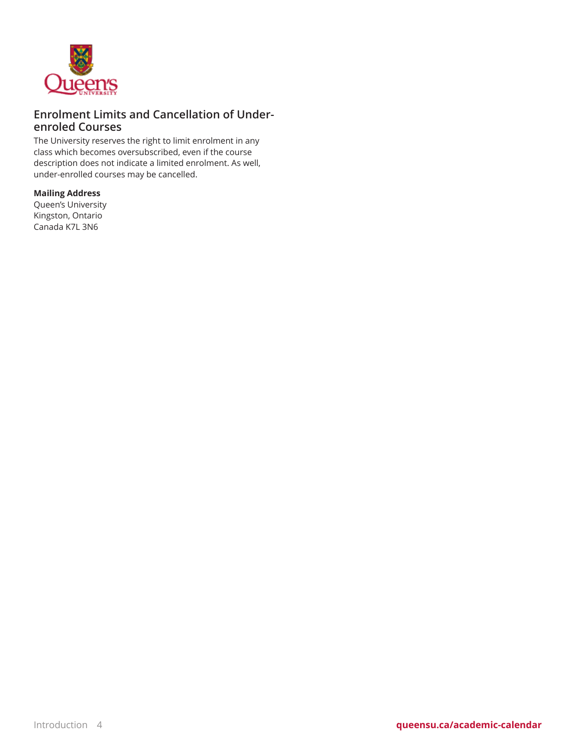## Enrolment Limits and Cancellation of Under-enroled Courses

The University reserves the right to limit enrolment in any class which becomes oversubscribed, even if the course description does not indicate a limited enrolment. As well, under-enrolled courses may be cancelled.

**Mailing Address**

Queen's University
Kingston, Ontario
Canada K7L 3N6